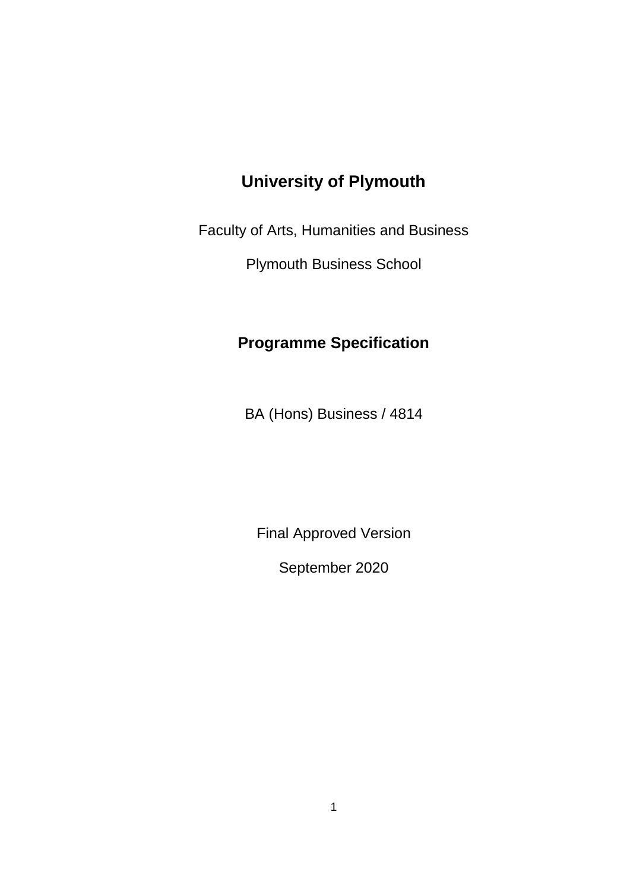# University of Plymouth

Faculty of Arts, Humanities and Business

Plymouth Business School

## Programme Specification

BA (Hons) Business / 4814

Final Approved Version

September 2020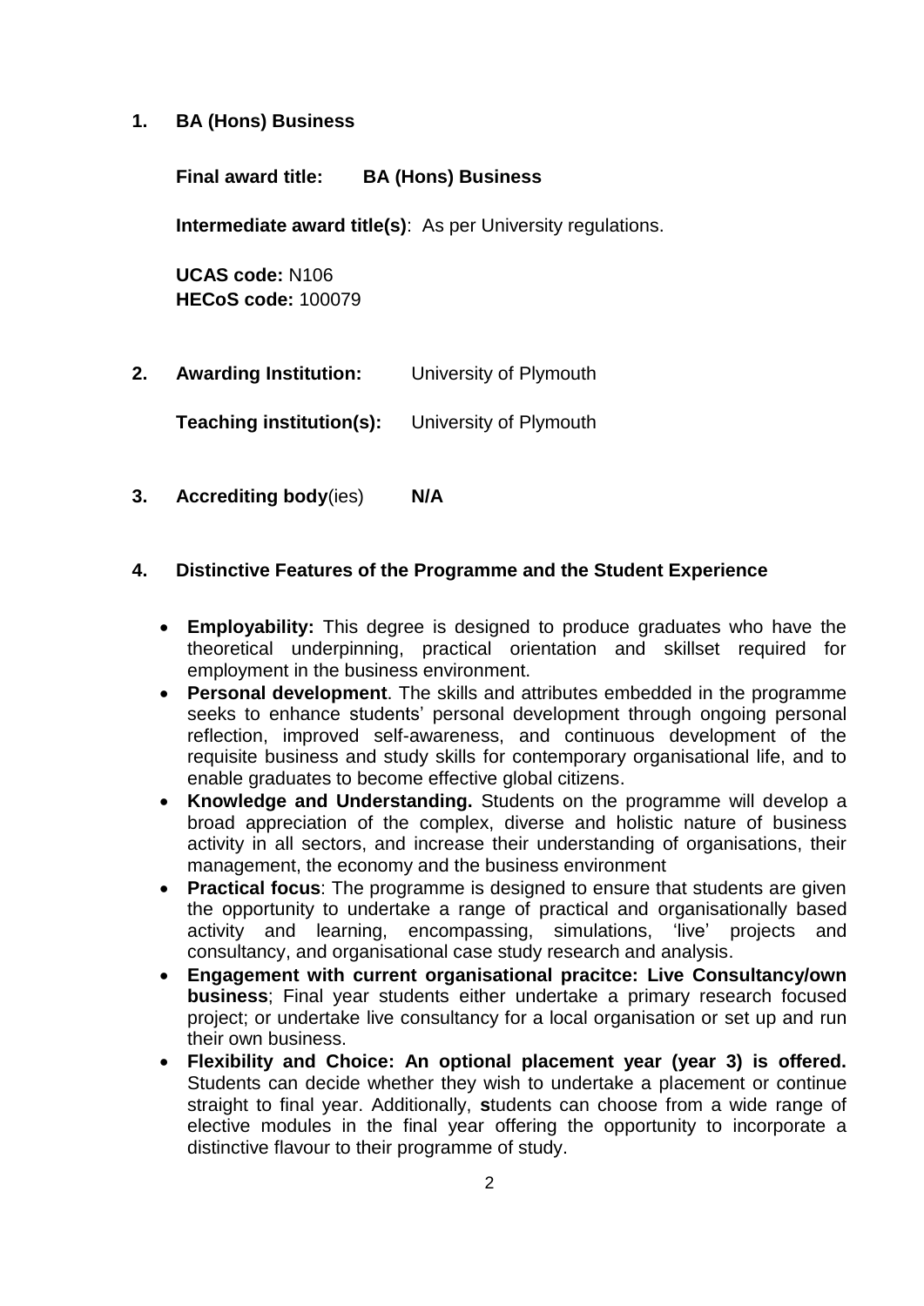## 1. BA (Hons) Business

**Final award title:** **BA (Hons) Business**

**Intermediate award title(s)**: As per University regulations.

**UCAS code:** N106
**HECoS code:** 100079

## 2. Awarding Institution: University of Plymouth

**Teaching institution(s):** University of Plymouth

## 3. Accrediting body(ies) N/A

## 4. Distinctive Features of the Programme and the Student Experience

- **Employability:** This degree is designed to produce graduates who have the theoretical underpinning, practical orientation and skillset required for employment in the business environment.
- **Personal development**. The skills and attributes embedded in the programme seeks to enhance students' personal development through ongoing personal reflection, improved self-awareness, and continuous development of the requisite business and study skills for contemporary organisational life, and to enable graduates to become effective global citizens.
- **Knowledge and Understanding.** Students on the programme will develop a broad appreciation of the complex, diverse and holistic nature of business activity in all sectors, and increase their understanding of organisations, their management, the economy and the business environment
- **Practical focus**: The programme is designed to ensure that students are given the opportunity to undertake a range of practical and organisationally based activity and learning, encompassing, simulations, 'live' projects and consultancy, and organisational case study research and analysis.
- **Engagement with current organisational pracitce: Live Consultancy/own business**; Final year students either undertake a primary research focused project; or undertake live consultancy for a local organisation or set up and run their own business.
- **Flexibility and Choice: An optional placement year (year 3) is offered.** Students can decide whether they wish to undertake a placement or continue straight to final year. Additionally, **s**tudents can choose from a wide range of elective modules in the final year offering the opportunity to incorporate a distinctive flavour to their programme of study.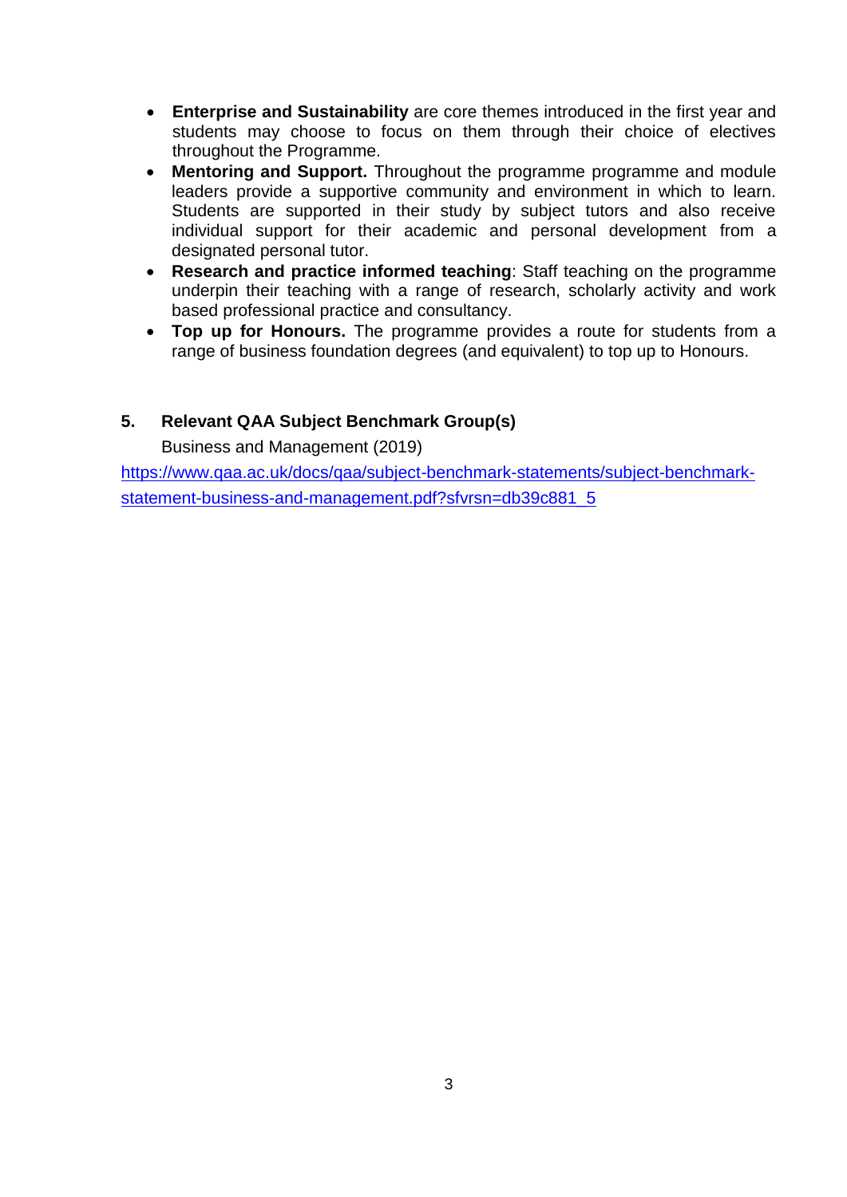- **Enterprise and Sustainability** are core themes introduced in the first year and students may choose to focus on them through their choice of electives throughout the Programme.
- **Mentoring and Support.** Throughout the programme programme and module leaders provide a supportive community and environment in which to learn. Students are supported in their study by subject tutors and also receive individual support for their academic and personal development from a designated personal tutor.
- **Research and practice informed teaching**: Staff teaching on the programme underpin their teaching with a range of research, scholarly activity and work based professional practice and consultancy.
- **Top up for Honours.** The programme provides a route for students from a range of business foundation degrees (and equivalent) to top up to Honours.

## 5. Relevant QAA Subject Benchmark Group(s)

Business and Management (2019)

https://www.qaa.ac.uk/docs/qaa/subject-benchmark-statements/subject-benchmark-statement-business-and-management.pdf?sfvrsn=db39c881_5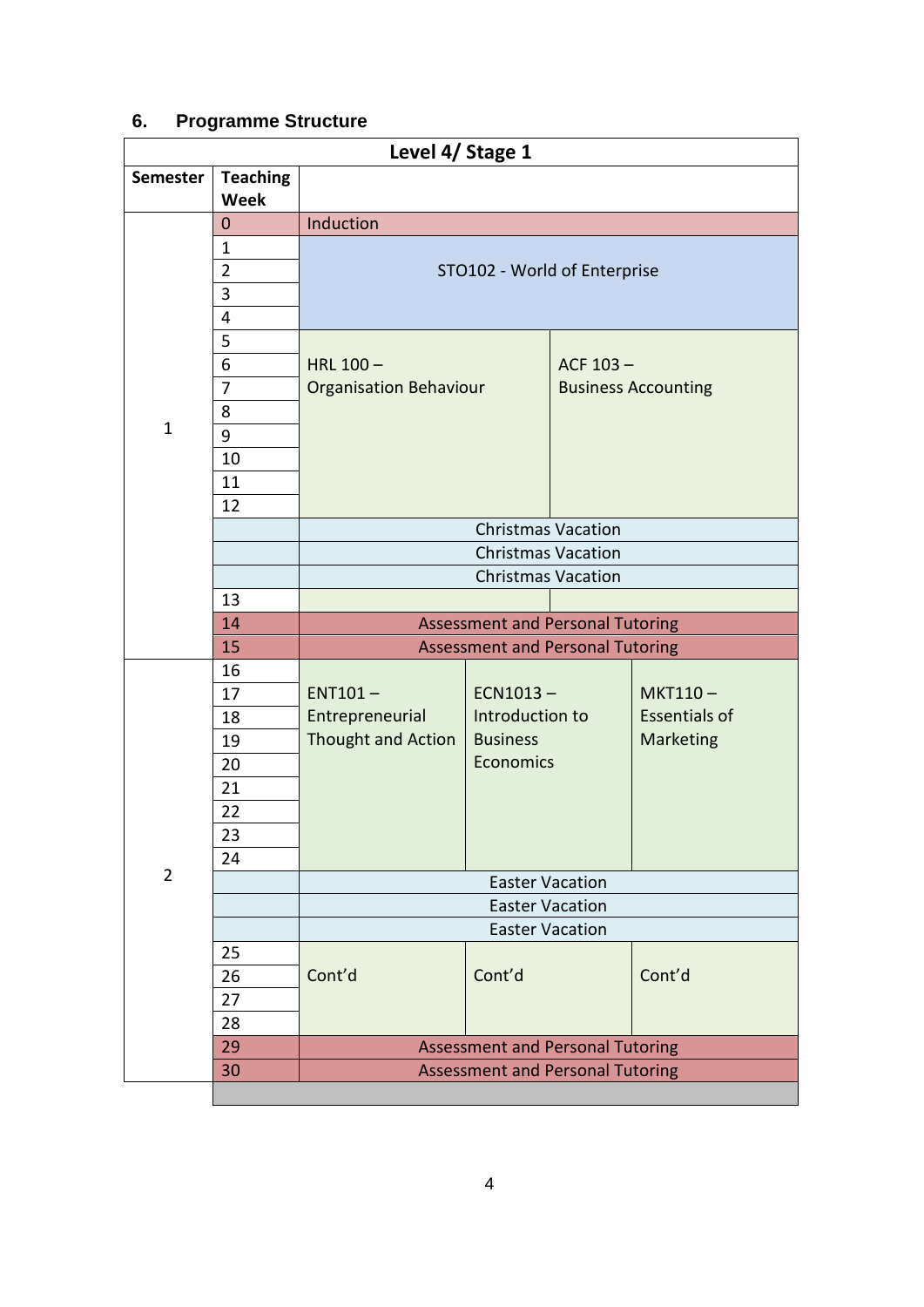## 6. Programme Structure

| Level 4/ Stage 1 | | | | |
|---|---|---|---|---|
| **Semester** | **Teaching Week** | | | |
| 1 | 0 | Induction | | |
| | 1 | STO102 - World of Enterprise | | |
| | 2 | | | |
| | 3 | | | |
| | 4 | | | |
| | 5 | HRL 100 – Organisation Behaviour | ACF 103 – Business Accounting | |
| | 6 | | | |
| | 7 | | | |
| | 8 | | | |
| | 9 | | | |
| | 10 | | | |
| | 11 | | | |
| | 12 | | | |
| | | Christmas Vacation | | |
| | | Christmas Vacation | | |
| | | Christmas Vacation | | |
| | 13 | | | |
| | 14 | Assessment and Personal Tutoring | | |
| | 15 | Assessment and Personal Tutoring | | |
| 2 | 16 | ENT101 – Entrepreneurial Thought and Action | ECN1013 – Introduction to Business Economics | MKT110 – Essentials of Marketing |
| | 17 | | | |
| | 18 | | | |
| | 19 | | | |
| | 20 | | | |
| | 21 | | | |
| | 22 | | | |
| | 23 | | | |
| | 24 | | | |
| | | Easter Vacation | | |
| | | Easter Vacation | | |
| | | Easter Vacation | | |
| | 25 | Cont'd | Cont'd | Cont'd |
| | 26 | | | |
| | 27 | | | |
| | 28 | | | |
| | 29 | Assessment and Personal Tutoring | | |
| | 30 | Assessment and Personal Tutoring | | |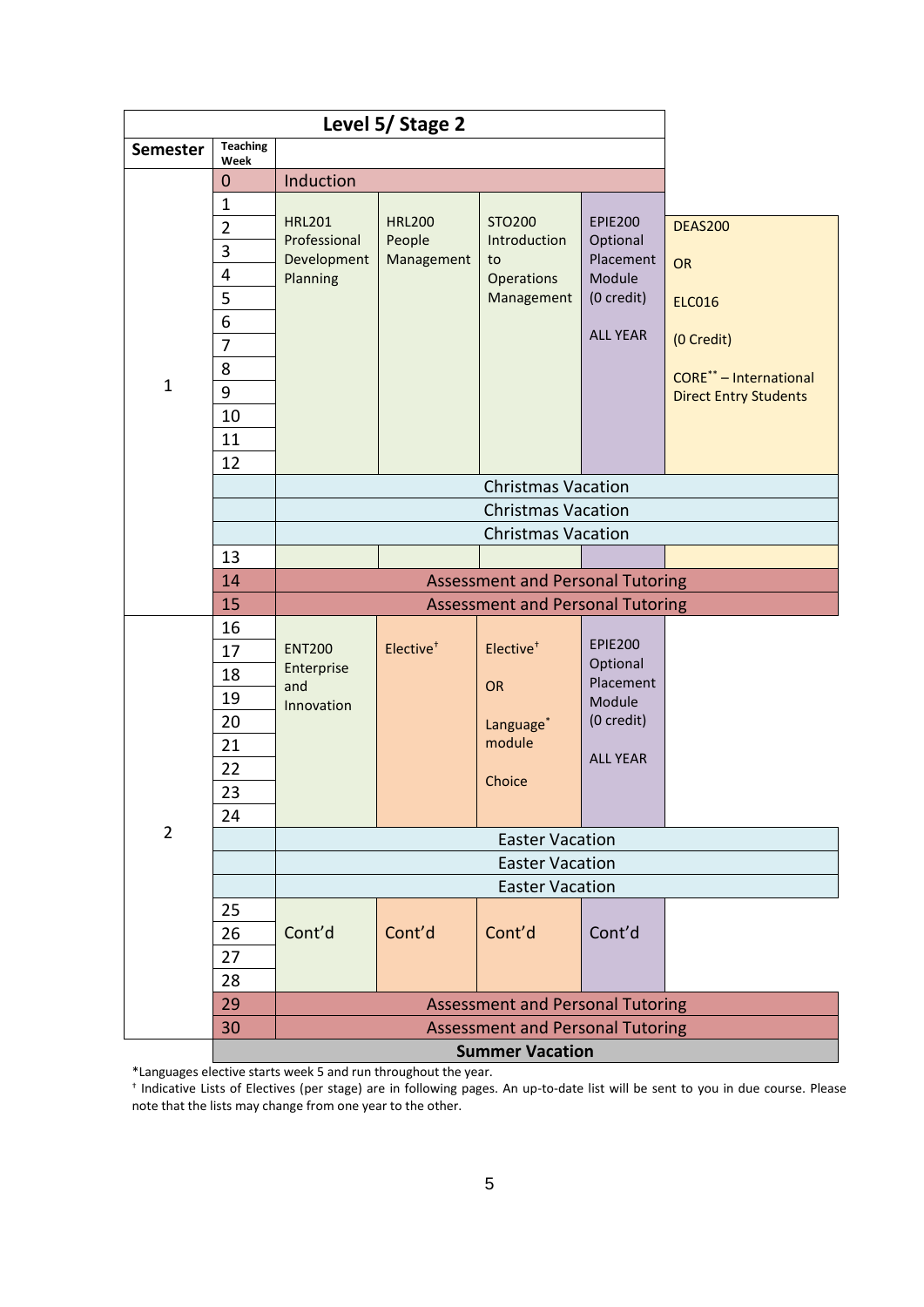## Level 5/ Stage 2

| Semester | Teaching Week | | | | | |
|---|---|---|---|---|---|---|
| 1 | 0 | Induction | | | | |
| | 1–12 | HRL201 Professional Development Planning | HRL200 People Management | STO200 Introduction to Operations Management | EPIE200 Optional Placement Module (0 credit) ALL YEAR | DEAS200 OR ELC016 (0 Credit) CORE** – International Direct Entry Students |
| | | Christmas Vacation | | | | |
| | | Christmas Vacation | | | | |
| | | Christmas Vacation | | | | |
| | 13 | | | | | |
| | 14 | Assessment and Personal Tutoring | | | | |
| | 15 | Assessment and Personal Tutoring | | | | |
| 2 | 16–24 | ENT200 Enterprise and Innovation | Elective† | Elective† OR Language* module Choice | EPIE200 Optional Placement Module (0 credit) ALL YEAR | |
| | | Easter Vacation | | | | |
| | | Easter Vacation | | | | |
| | | Easter Vacation | | | | |
| | 25–28 | Cont'd | Cont'd | Cont'd | Cont'd | |
| | 29 | Assessment and Personal Tutoring | | | | |
| | 30 | Assessment and Personal Tutoring | | | | |
| | | **Summer Vacation** | | | | |

*Languages elective starts week 5 and run throughout the year.

† Indicative Lists of Electives (per stage) are in following pages. An up-to-date list will be sent to you in due course. Please note that the lists may change from one year to the other.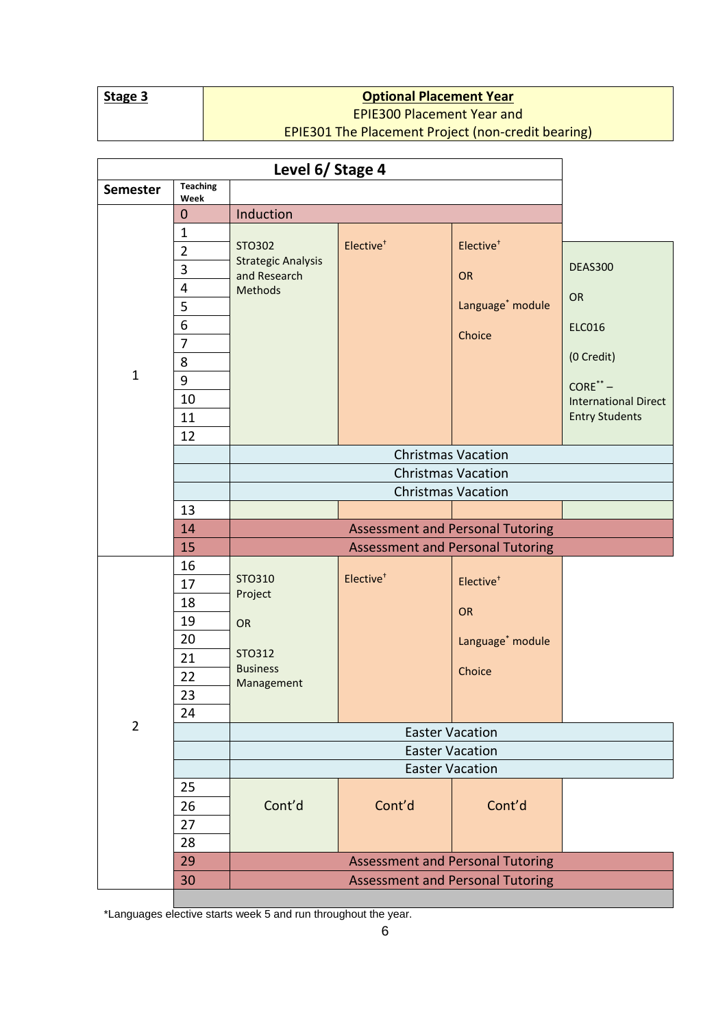| **Stage 3** | **Optional Placement Year** |
| --- | --- |
| | EPIE300 Placement Year and |
| | EPIE301 The Placement Project (non-credit bearing) |

| **Level 6/ Stage 4** | | | | | |
| --- | --- | --- | --- | --- | --- |
| **Semester** | **Teaching Week** | | | | |
| 1 | 0 | Induction | | | |
| | 1 | | | | |
| | 2–12 | STO302 Strategic Analysis and Research Methods | Elective† | Elective† OR Language* module Choice | DEAS300 OR ELC016 (0 Credit) CORE** – International Direct Entry Students |
| | | Christmas Vacation | | | |
| | | Christmas Vacation | | | |
| | | Christmas Vacation | | | |
| | 13 | | | | |
| | 14 | Assessment and Personal Tutoring | | | |
| | 15 | Assessment and Personal Tutoring | | | |
| 2 | 16–24 | STO310 Project OR STO312 Business Management | Elective† | Elective† OR Language* module Choice | |
| | | Easter Vacation | | | |
| | | Easter Vacation | | | |
| | | Easter Vacation | | | |
| | 25–28 | Cont'd | Cont'd | Cont'd | |
| | 29 | Assessment and Personal Tutoring | | | |
| | 30 | Assessment and Personal Tutoring | | | |

*Languages elective starts week 5 and run throughout the year.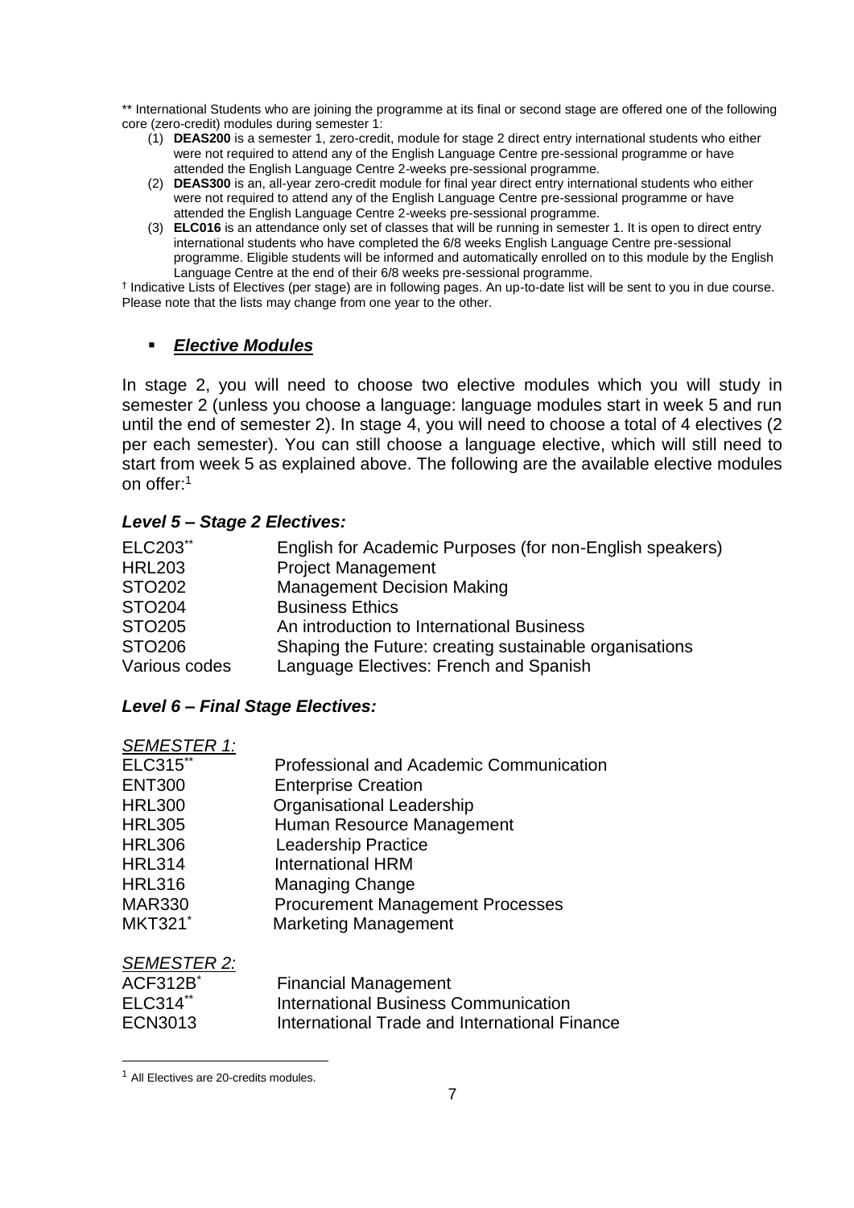** International Students who are joining the programme at its final or second stage are offered one of the following core (zero-credit) modules during semester 1:

1. **DEAS200** is a semester 1, zero-credit, module for stage 2 direct entry international students who either were not required to attend any of the English Language Centre pre-sessional programme or have attended the English Language Centre 2-weeks pre-sessional programme.
2. **DEAS300** is an, all-year zero-credit module for final year direct entry international students who either were not required to attend any of the English Language Centre pre-sessional programme or have attended the English Language Centre 2-weeks pre-sessional programme.
3. **ELC016** is an attendance only set of classes that will be running in semester 1. It is open to direct entry international students who have completed the 6/8 weeks English Language Centre pre-sessional programme. Eligible students will be informed and automatically enrolled on to this module by the English Language Centre at the end of their 6/8 weeks pre-sessional programme.

† Indicative Lists of Electives (per stage) are in following pages. An up-to-date list will be sent to you in due course. Please note that the lists may change from one year to the other.

- ***Elective Modules***

In stage 2, you will need to choose two elective modules which you will study in semester 2 (unless you choose a language: language modules start in week 5 and run until the end of semester 2). In stage 4, you will need to choose a total of 4 electives (2 per each semester). You can still choose a language elective, which will still need to start from week 5 as explained above. The following are the available elective modules on offer:[1]

### *Level 5 – Stage 2 Electives:*

| | |
|---|---|
| ELC203** | English for Academic Purposes (for non-English speakers) |
| HRL203 | Project Management |
| STO202 | Management Decision Making |
| STO204 | Business Ethics |
| STO205 | An introduction to International Business |
| STO206 | Shaping the Future: creating sustainable organisations |
| Various codes | Language Electives: French and Spanish |

### *Level 6 – Final Stage Electives:*

*SEMESTER 1:*

| | |
|---|---|
| ELC315** | Professional and Academic Communication |
| ENT300 | Enterprise Creation |
| HRL300 | Organisational Leadership |
| HRL305 | Human Resource Management |
| HRL306 | Leadership Practice |
| HRL314 | International HRM |
| HRL316 | Managing Change |
| MAR330 | Procurement Management Processes |
| MKT321* | Marketing Management |

*SEMESTER 2:*

| | |
|---|---|
| ACF312B* | Financial Management |
| ELC314** | International Business Communication |
| ECN3013 | International Trade and International Finance |

[1] All Electives are 20-credits modules.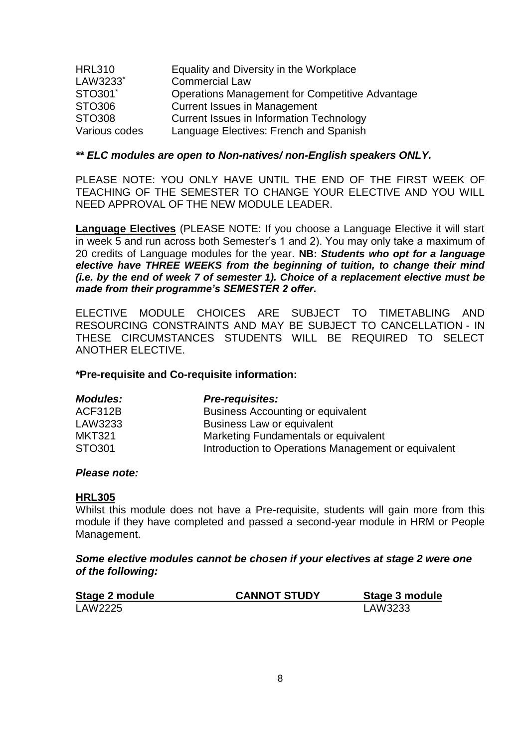| | |
|---|---|
| HRL310 | Equality and Diversity in the Workplace |
| LAW3233* | Commercial Law |
| STO301* | Operations Management for Competitive Advantage |
| STO306 | Current Issues in Management |
| STO308 | Current Issues in Information Technology |
| Various codes | Language Electives: French and Spanish |

***\*\* ELC modules are open to Non-natives/ non-English speakers ONLY.***

PLEASE NOTE: YOU ONLY HAVE UNTIL THE END OF THE FIRST WEEK OF TEACHING OF THE SEMESTER TO CHANGE YOUR ELECTIVE AND YOU WILL NEED APPROVAL OF THE NEW MODULE LEADER.

**Language Electives** (PLEASE NOTE: If you choose a Language Elective it will start in week 5 and run across both Semester's 1 and 2). You may only take a maximum of 20 credits of Language modules for the year. **NB: *Students who opt for a language elective have THREE WEEKS from the beginning of tuition, to change their mind (i.e. by the end of week 7 of semester 1). Choice of a replacement elective must be made from their programme's SEMESTER 2 offer*.**

ELECTIVE MODULE CHOICES ARE SUBJECT TO TIMETABLING AND RESOURCING CONSTRAINTS AND MAY BE SUBJECT TO CANCELLATION - IN THESE CIRCUMSTANCES STUDENTS WILL BE REQUIRED TO SELECT ANOTHER ELECTIVE.

**\*Pre-requisite and Co-requisite information:**

| ***Modules:*** | ***Pre-requisites:*** |
|---|---|
| ACF312B | Business Accounting or equivalent |
| LAW3233 | Business Law or equivalent |
| MKT321 | Marketing Fundamentals or equivalent |
| STO301 | Introduction to Operations Management or equivalent |

***Please note:***

**HRL305**

Whilst this module does not have a Pre-requisite, students will gain more from this module if they have completed and passed a second-year module in HRM or People Management.

***Some elective modules cannot be chosen if your electives at stage 2 were one of the following:***

| Stage 2 module | CANNOT STUDY | Stage 3 module |
|---|---|---|
| LAW2225 | | LAW3233 |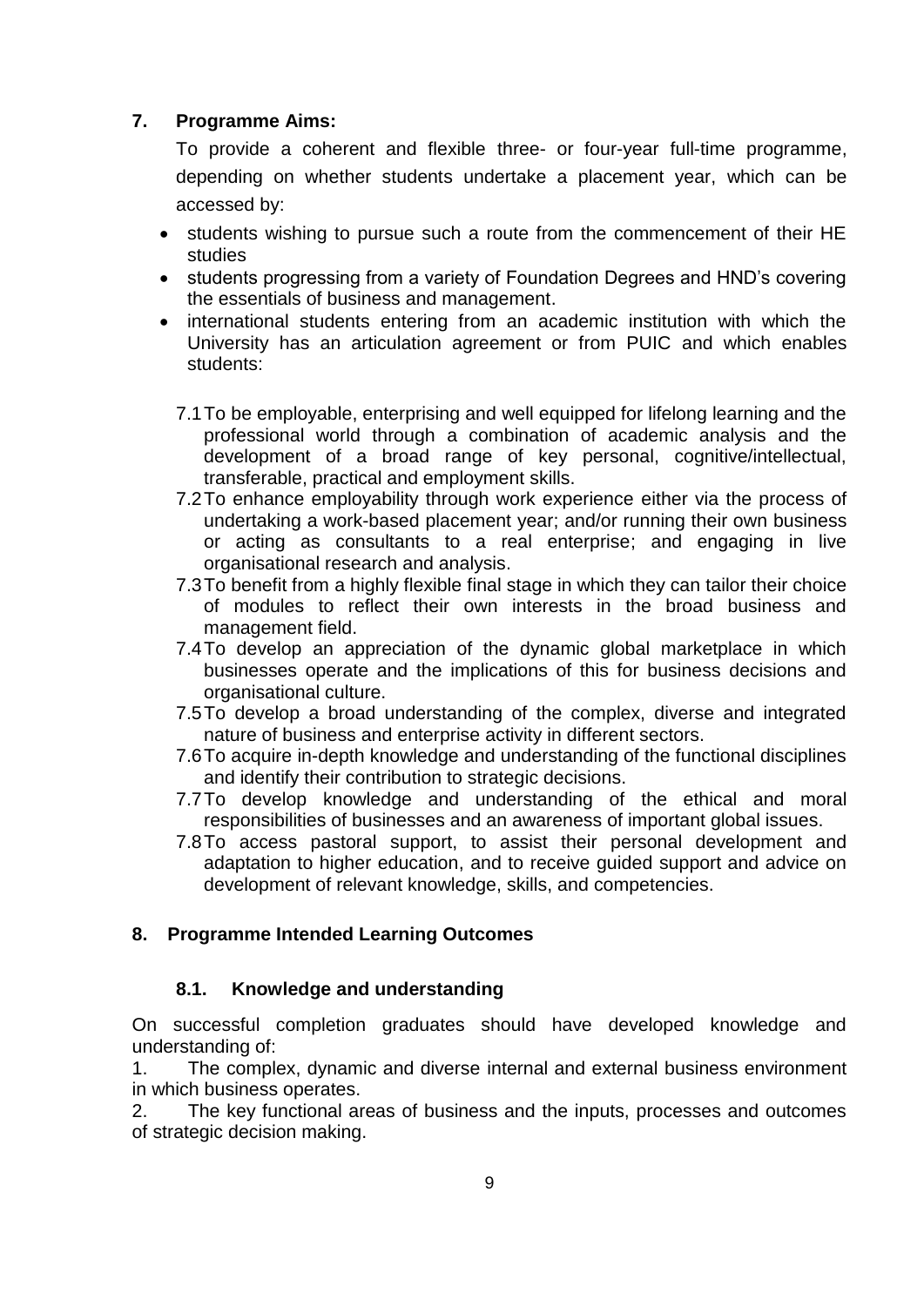## 7. Programme Aims:

To provide a coherent and flexible three- or four-year full-time programme, depending on whether students undertake a placement year, which can be accessed by:

- students wishing to pursue such a route from the commencement of their HE studies
- students progressing from a variety of Foundation Degrees and HND's covering the essentials of business and management.
- international students entering from an academic institution with which the University has an articulation agreement or from PUIC and which enables students:

7.1 To be employable, enterprising and well equipped for lifelong learning and the professional world through a combination of academic analysis and the development of a broad range of key personal, cognitive/intellectual, transferable, practical and employment skills.

7.2 To enhance employability through work experience either via the process of undertaking a work-based placement year; and/or running their own business or acting as consultants to a real enterprise; and engaging in live organisational research and analysis.

7.3 To benefit from a highly flexible final stage in which they can tailor their choice of modules to reflect their own interests in the broad business and management field.

7.4 To develop an appreciation of the dynamic global marketplace in which businesses operate and the implications of this for business decisions and organisational culture.

7.5 To develop a broad understanding of the complex, diverse and integrated nature of business and enterprise activity in different sectors.

7.6 To acquire in-depth knowledge and understanding of the functional disciplines and identify their contribution to strategic decisions.

7.7 To develop knowledge and understanding of the ethical and moral responsibilities of businesses and an awareness of important global issues.

7.8 To access pastoral support, to assist their personal development and adaptation to higher education, and to receive guided support and advice on development of relevant knowledge, skills, and competencies.

## 8. Programme Intended Learning Outcomes

### 8.1. Knowledge and understanding

On successful completion graduates should have developed knowledge and understanding of:

1. The complex, dynamic and diverse internal and external business environment in which business operates.
2. The key functional areas of business and the inputs, processes and outcomes of strategic decision making.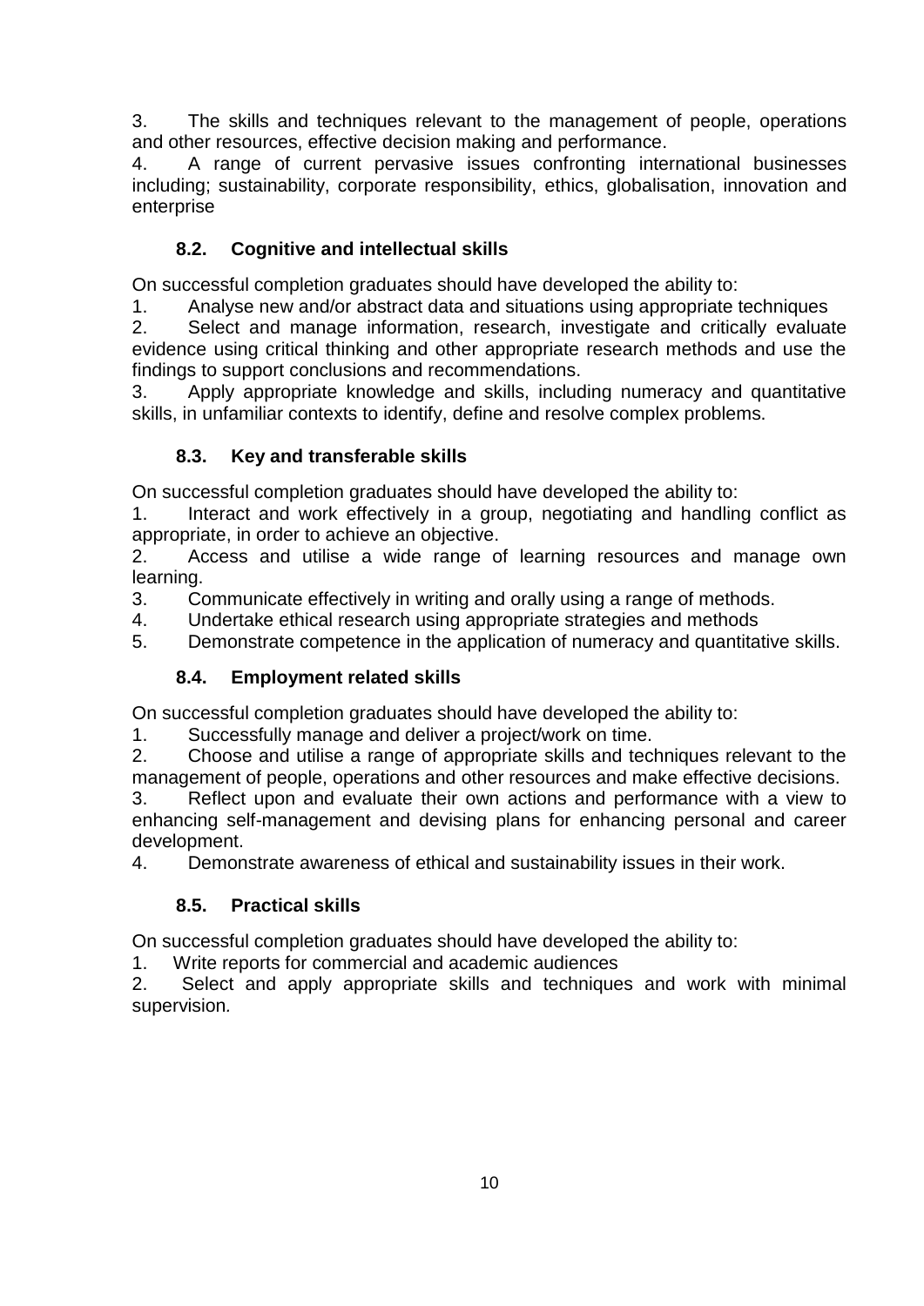3. The skills and techniques relevant to the management of people, operations and other resources, effective decision making and performance.
4. A range of current pervasive issues confronting international businesses including; sustainability, corporate responsibility, ethics, globalisation, innovation and enterprise

### 8.2. Cognitive and intellectual skills

On successful completion graduates should have developed the ability to:

1. Analyse new and/or abstract data and situations using appropriate techniques
2. Select and manage information, research, investigate and critically evaluate evidence using critical thinking and other appropriate research methods and use the findings to support conclusions and recommendations.
3. Apply appropriate knowledge and skills, including numeracy and quantitative skills, in unfamiliar contexts to identify, define and resolve complex problems.

### 8.3. Key and transferable skills

On successful completion graduates should have developed the ability to:

1. Interact and work effectively in a group, negotiating and handling conflict as appropriate, in order to achieve an objective.
2. Access and utilise a wide range of learning resources and manage own learning.
3. Communicate effectively in writing and orally using a range of methods.
4. Undertake ethical research using appropriate strategies and methods
5. Demonstrate competence in the application of numeracy and quantitative skills.

### 8.4. Employment related skills

On successful completion graduates should have developed the ability to:

1. Successfully manage and deliver a project/work on time.
2. Choose and utilise a range of appropriate skills and techniques relevant to the management of people, operations and other resources and make effective decisions.
3. Reflect upon and evaluate their own actions and performance with a view to enhancing self-management and devising plans for enhancing personal and career development.
4. Demonstrate awareness of ethical and sustainability issues in their work.

### 8.5. Practical skills

On successful completion graduates should have developed the ability to:

1. Write reports for commercial and academic audiences
2. Select and apply appropriate skills and techniques and work with minimal supervision.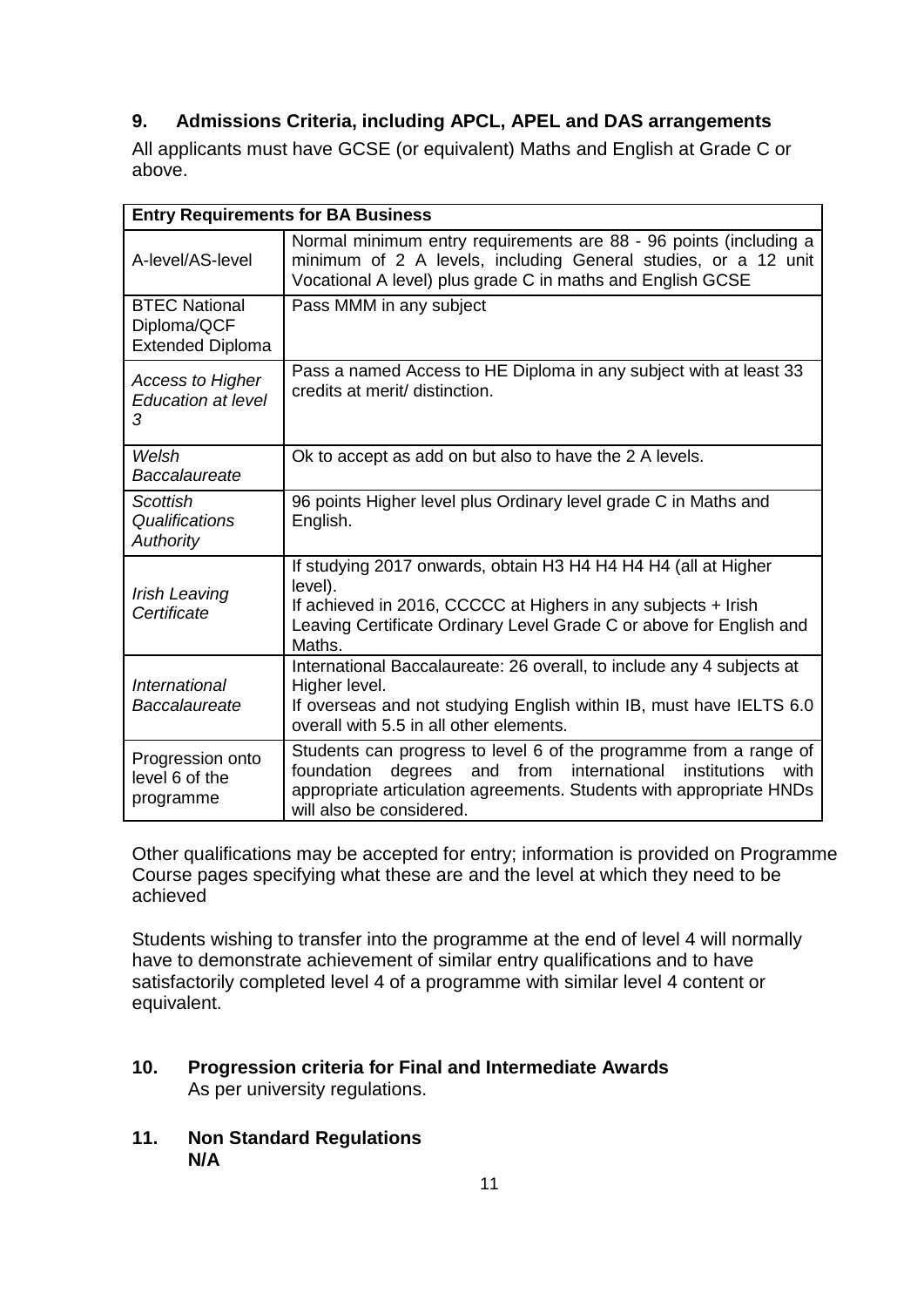## 9. Admissions Criteria, including APCL, APEL and DAS arrangements

All applicants must have GCSE (or equivalent) Maths and English at Grade C or above.

| Entry Requirements for BA Business | |
|---|---|
| A-level/AS-level | Normal minimum entry requirements are 88 - 96 points (including a minimum of 2 A levels, including General studies, or a 12 unit Vocational A level) plus grade C in maths and English GCSE |
| BTEC National Diploma/QCF Extended Diploma | Pass MMM in any subject |
| *Access to Higher Education at level 3* | Pass a named Access to HE Diploma in any subject with at least 33 credits at merit/ distinction. |
| *Welsh Baccalaureate* | Ok to accept as add on but also to have the 2 A levels. |
| *Scottish Qualifications Authority* | 96 points Higher level plus Ordinary level grade C in Maths and English. |
| *Irish Leaving Certificate* | If studying 2017 onwards, obtain H3 H4 H4 H4 H4 (all at Higher level).<br>If achieved in 2016, CCCCC at Highers in any subjects + Irish Leaving Certificate Ordinary Level Grade C or above for English and Maths. |
| *International Baccalaureate* | International Baccalaureate: 26 overall, to include any 4 subjects at Higher level.<br>If overseas and not studying English within IB, must have IELTS 6.0 overall with 5.5 in all other elements. |
| Progression onto level 6 of the programme | Students can progress to level 6 of the programme from a range of foundation degrees and from international institutions with appropriate articulation agreements. Students with appropriate HNDs will also be considered. |

Other qualifications may be accepted for entry; information is provided on Programme Course pages specifying what these are and the level at which they need to be achieved

Students wishing to transfer into the programme at the end of level 4 will normally have to demonstrate achievement of similar entry qualifications and to have satisfactorily completed level 4 of a programme with similar level 4 content or equivalent.

## 10. Progression criteria for Final and Intermediate Awards

As per university regulations.

## 11. Non Standard Regulations

**N/A**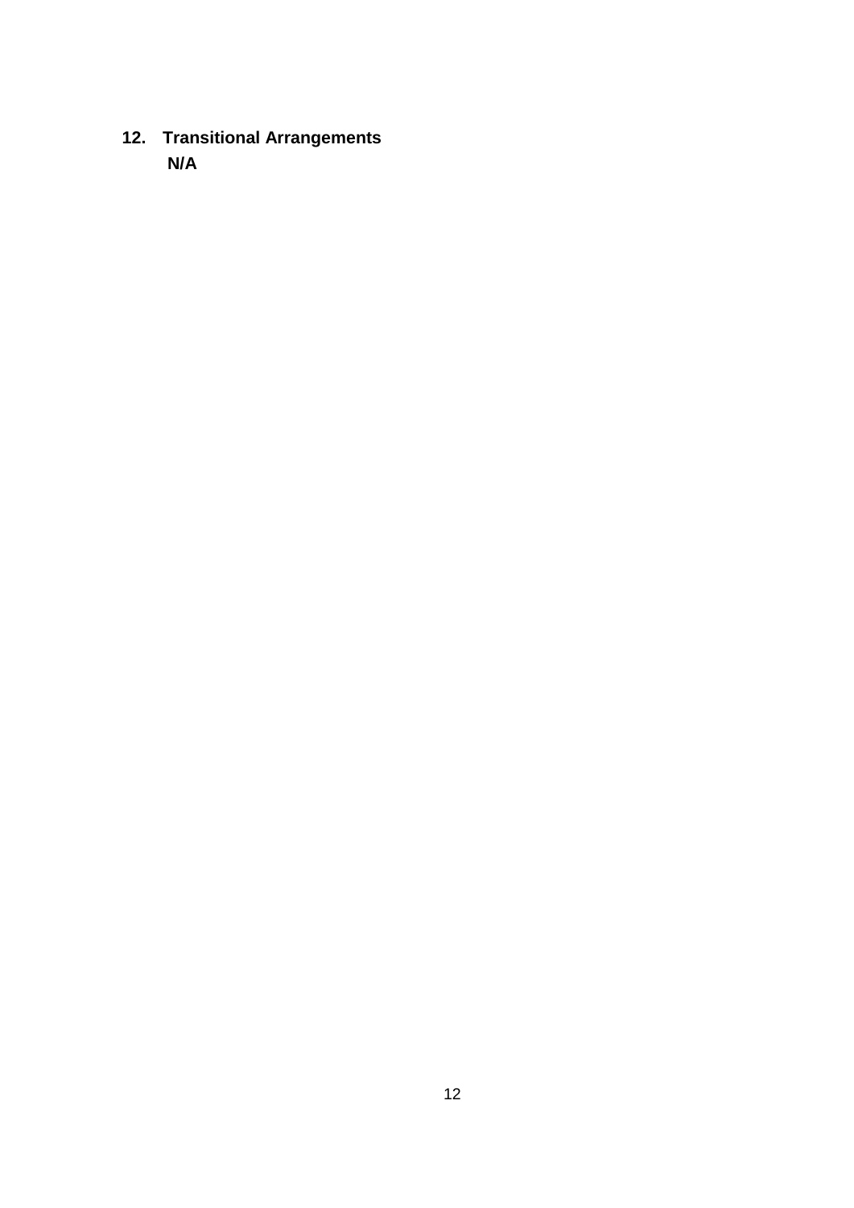## 12. Transitional Arrangements

**N/A**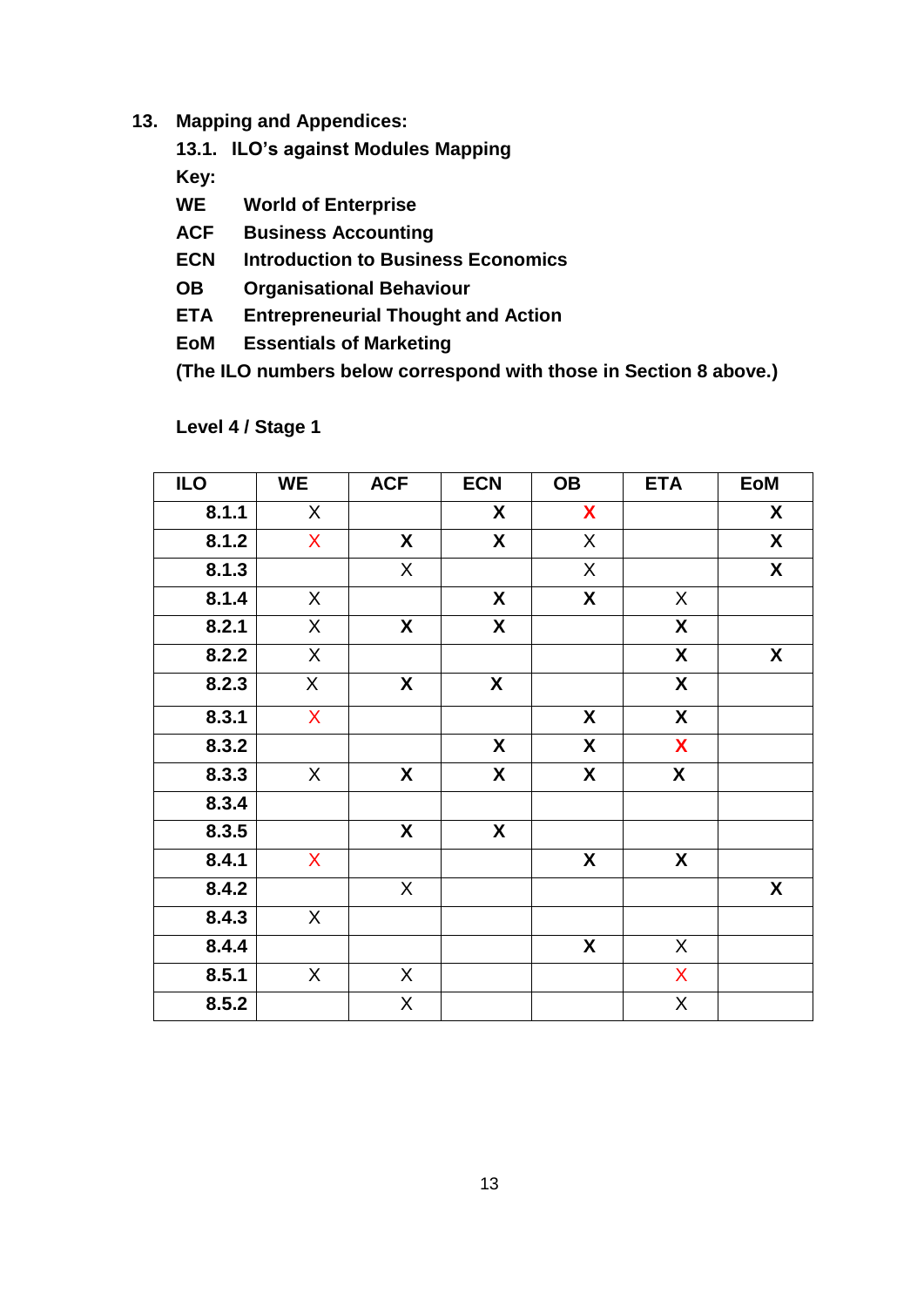## 13. Mapping and Appendices:

### 13.1. ILO's against Modules Mapping

**Key:**

**WE** World of Enterprise
**ACF** Business Accounting
**ECN** Introduction to Business Economics
**OB** Organisational Behaviour
**ETA** Entrepreneurial Thought and Action
**EoM** Essentials of Marketing

**(The ILO numbers below correspond with those in Section 8 above.)**

**Level 4 / Stage 1**

| ILO | WE | ACF | ECN | OB | ETA | EoM |
|---|---|---|---|---|---|---|
| 8.1.1 | X | | X | X | | X |
| 8.1.2 | X | X | X | X | | X |
| 8.1.3 | | X | | X | | X |
| 8.1.4 | X | | X | X | X | |
| 8.2.1 | X | X | X | | X | |
| 8.2.2 | X | | | | X | X |
| 8.2.3 | X | X | X | | X | |
| 8.3.1 | X | | | X | X | |
| 8.3.2 | | | X | X | X | |
| 8.3.3 | X | X | X | X | X | |
| 8.3.4 | | | | | | |
| 8.3.5 | | X | X | | | |
| 8.4.1 | X | | | X | X | |
| 8.4.2 | | X | | | | X |
| 8.4.3 | X | | | | | |
| 8.4.4 | | | | X | X | |
| 8.5.1 | X | X | | | X | |
| 8.5.2 | | X | | | X | |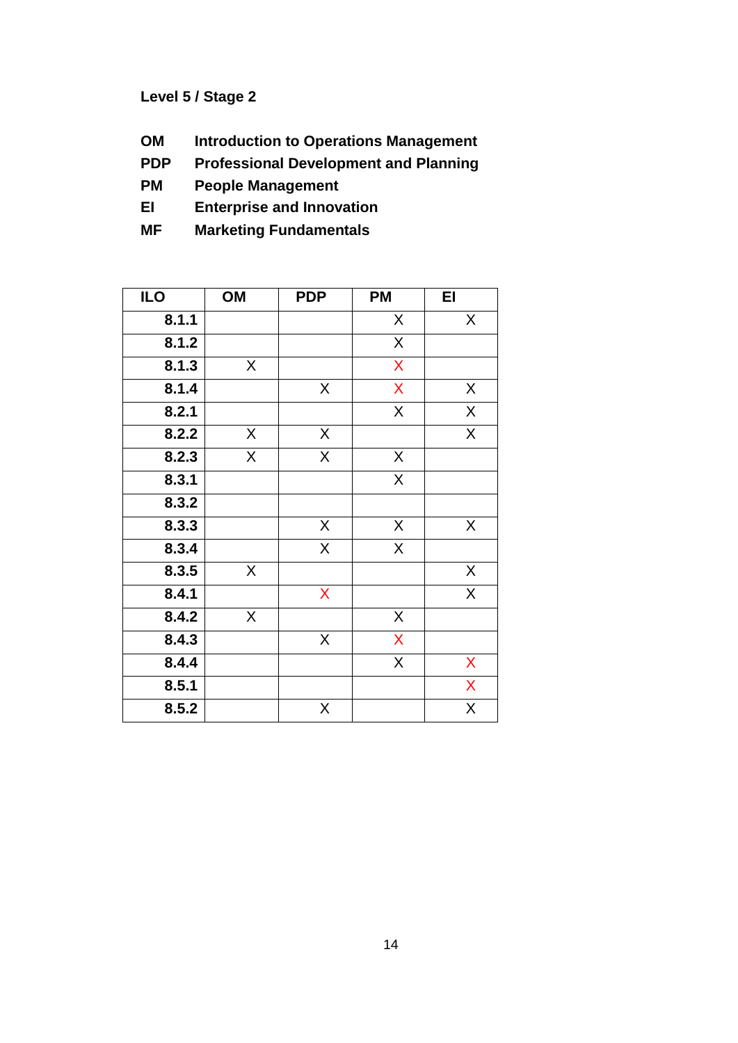**Level 5 / Stage 2**

**OM** **Introduction to Operations Management**
**PDP** **Professional Development and Planning**
**PM** **People Management**
**EI** **Enterprise and Innovation**
**MF** **Marketing Fundamentals**

| ILO | OM | PDP | PM | EI |
|---|---|---|---|---|
| **8.1.1** | | | X | X |
| **8.1.2** | | | X | |
| **8.1.3** | X | | X | |
| **8.1.4** | | X | X | X |
| **8.2.1** | | | X | X |
| **8.2.2** | X | X | | X |
| **8.2.3** | X | X | X | |
| **8.3.1** | | | X | |
| **8.3.2** | | | | |
| **8.3.3** | | X | X | X |
| **8.3.4** | | X | X | |
| **8.3.5** | X | | | X |
| **8.4.1** | | X | | X |
| **8.4.2** | X | | X | |
| **8.4.3** | | X | X | |
| **8.4.4** | | | X | X |
| **8.5.1** | | | | X |
| **8.5.2** | | X | | X |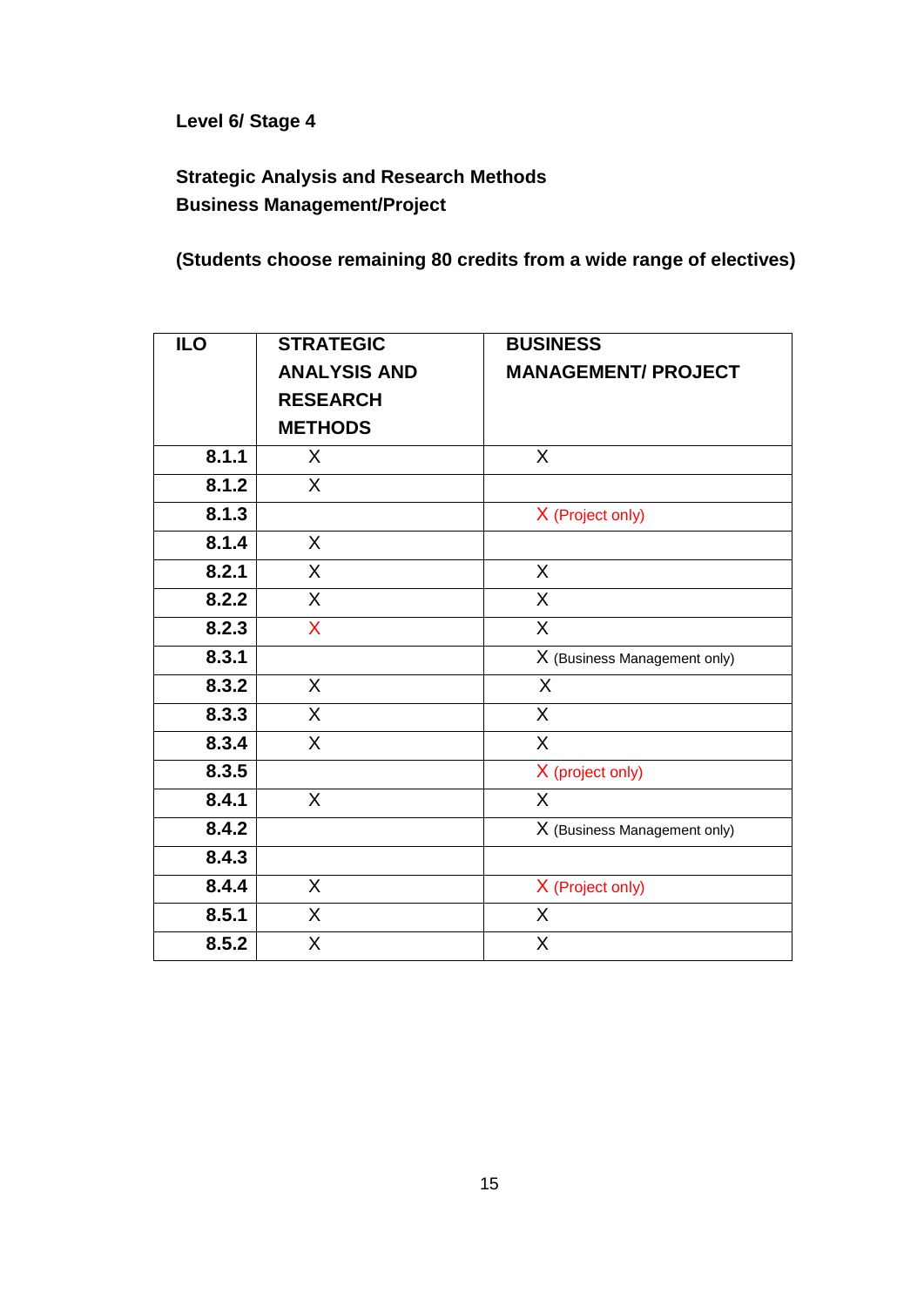**Level 6/ Stage 4**

**Strategic Analysis and Research Methods**
**Business Management/Project**

**(Students choose remaining 80 credits from a wide range of electives)**

| ILO | STRATEGIC ANALYSIS AND RESEARCH METHODS | BUSINESS MANAGEMENT/ PROJECT |
|---|---|---|
| 8.1.1 | X | X |
| 8.1.2 | X | |
| 8.1.3 | | X (Project only) |
| 8.1.4 | X | |
| 8.2.1 | X | X |
| 8.2.2 | X | X |
| 8.2.3 | X | X |
| 8.3.1 | | X (Business Management only) |
| 8.3.2 | X | X |
| 8.3.3 | X | X |
| 8.3.4 | X | X |
| 8.3.5 | | X (project only) |
| 8.4.1 | X | X |
| 8.4.2 | | X (Business Management only) |
| 8.4.3 | | |
| 8.4.4 | X | X (Project only) |
| 8.5.1 | X | X |
| 8.5.2 | X | X |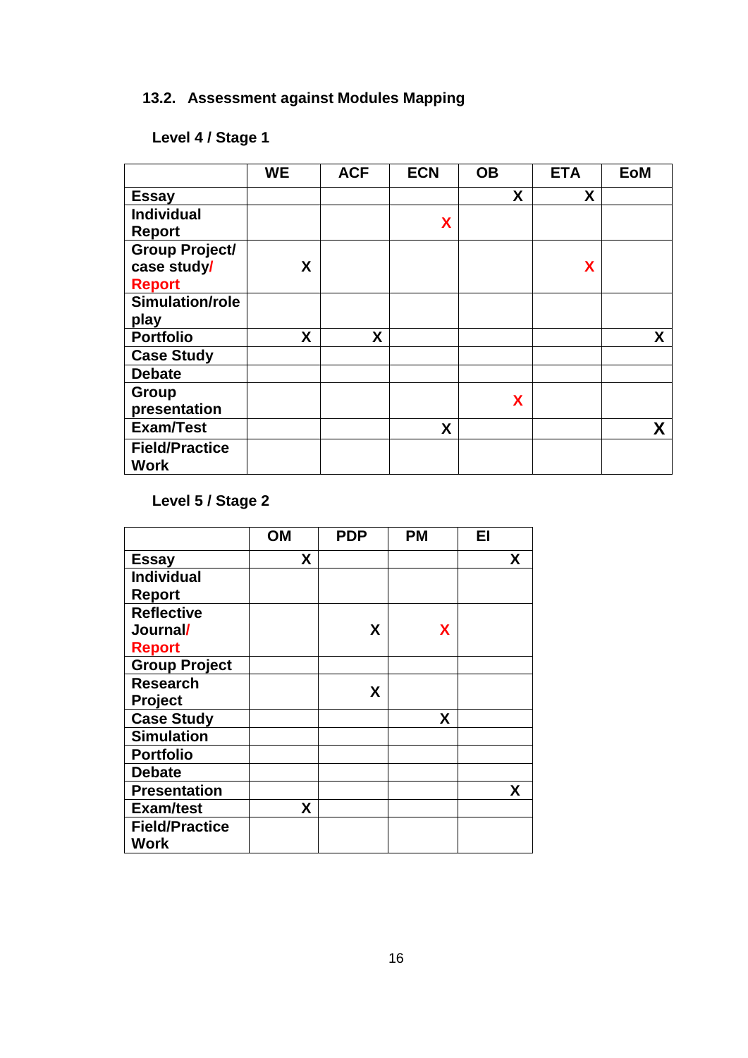### 13.2. Assessment against Modules Mapping

**Level 4 / Stage 1**

| | WE | ACF | ECN | OB | ETA | EoM |
|---|---|---|---|---|---|---|
| **Essay** | | | | X | X | |
| **Individual Report** | | | X | | | |
| **Group Project/ case study/ Report** | X | | | | X | |
| **Simulation/role play** | | | | | | |
| **Portfolio** | X | X | | | | X |
| **Case Study** | | | | | | |
| **Debate** | | | | | | |
| **Group presentation** | | | | X | | |
| **Exam/Test** | | | X | | | X |
| **Field/Practice Work** | | | | | | |

**Level 5 / Stage 2**

| | OM | PDP | PM | EI |
|---|---|---|---|---|
| **Essay** | X | | | X |
| **Individual Report** | | | | |
| **Reflective Journal/ Report** | | X | X | |
| **Group Project** | | | | |
| **Research Project** | | X | | |
| **Case Study** | | | X | |
| **Simulation** | | | | |
| **Portfolio** | | | | |
| **Debate** | | | | |
| **Presentation** | | | | X |
| **Exam/test** | X | | | |
| **Field/Practice Work** | | | | |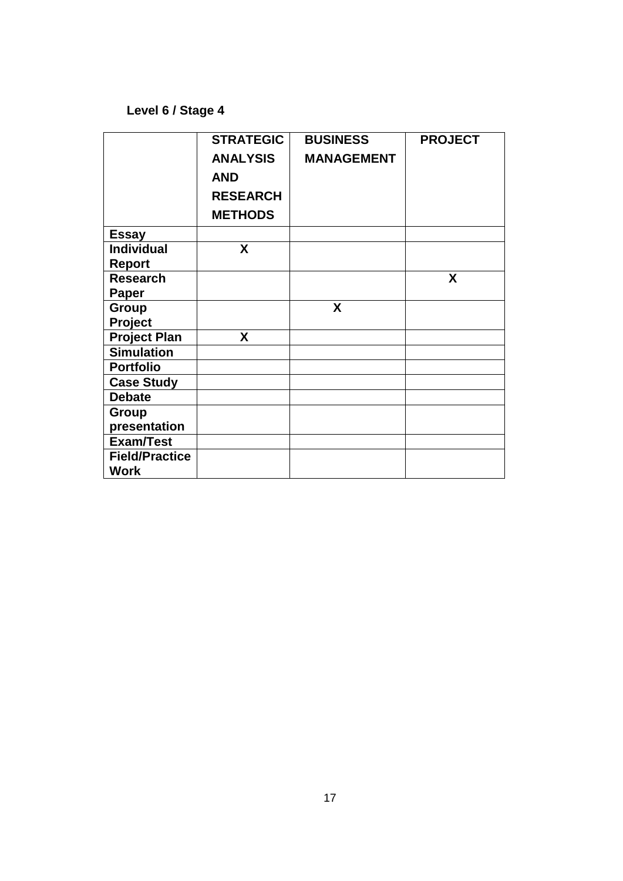**Level 6 / Stage 4**

| | STRATEGIC ANALYSIS AND RESEARCH METHODS | BUSINESS MANAGEMENT | PROJECT |
|---|---|---|---|
| Essay | | | |
| Individual Report | X | | |
| Research Paper | | | X |
| Group Project | | X | |
| Project Plan | X | | |
| Simulation | | | |
| Portfolio | | | |
| Case Study | | | |
| Debate | | | |
| Group presentation | | | |
| Exam/Test | | | |
| Field/Practice Work | | | |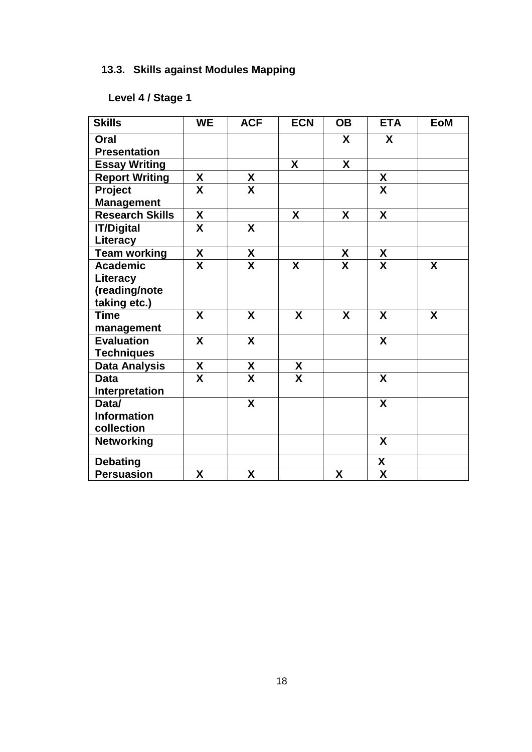### 13.3. Skills against Modules Mapping

**Level 4 / Stage 1**

| Skills | WE | ACF | ECN | OB | ETA | EoM |
|---|---|---|---|---|---|---|
| Oral Presentation | | | | X | X | |
| Essay Writing | | | X | X | | |
| Report Writing | X | X | | | X | |
| Project Management | X | X | | | X | |
| Research Skills | X | | X | X | X | |
| IT/Digital Literacy | X | X | | | | |
| Team working | X | X | | X | X | |
| Academic Literacy (reading/note taking etc.) | X | X | X | X | X | X |
| Time management | X | X | X | X | X | X |
| Evaluation Techniques | X | X | | | X | |
| Data Analysis | X | X | X | | | |
| Data Interpretation | X | X | X | | X | |
| Data/ Information collection | | X | | | X | |
| Networking | | | | | X | |
| Debating | | | | | X | |
| Persuasion | X | X | | X | X | |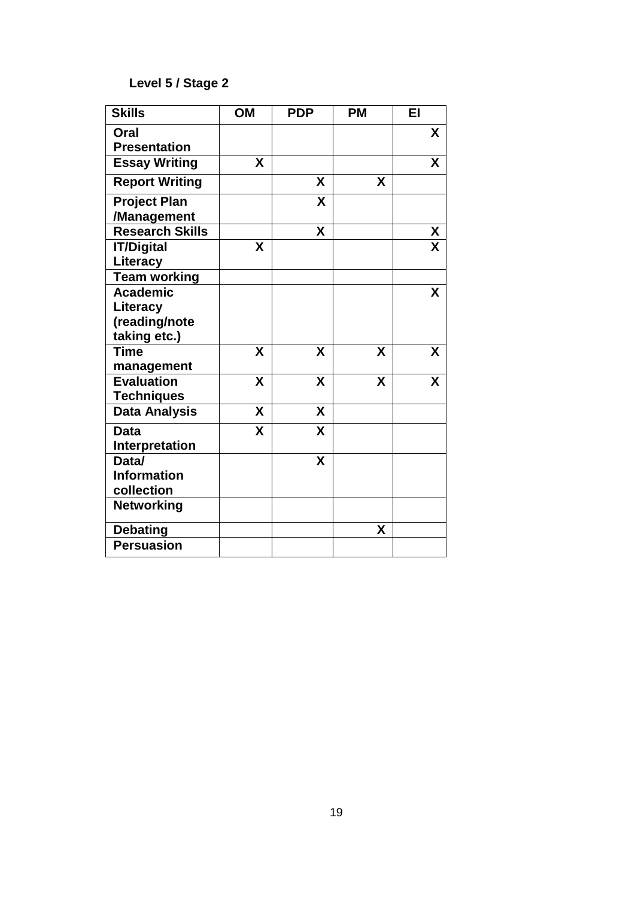**Level 5 / Stage 2**

| Skills | OM | PDP | PM | EI |
|---|---|---|---|---|
| Oral Presentation | | | | X |
| Essay Writing | X | | | X |
| Report Writing | | X | X | |
| Project Plan /Management | | X | | |
| Research Skills | | X | | X |
| IT/Digital Literacy | X | | | X |
| Team working | | | | |
| Academic Literacy (reading/note taking etc.) | | | | X |
| Time management | X | X | X | X |
| Evaluation Techniques | X | X | X | X |
| Data Analysis | X | X | | |
| Data Interpretation | X | X | | |
| Data/ Information collection | | X | | |
| Networking | | | | |
| Debating | | | X | |
| Persuasion | | | | |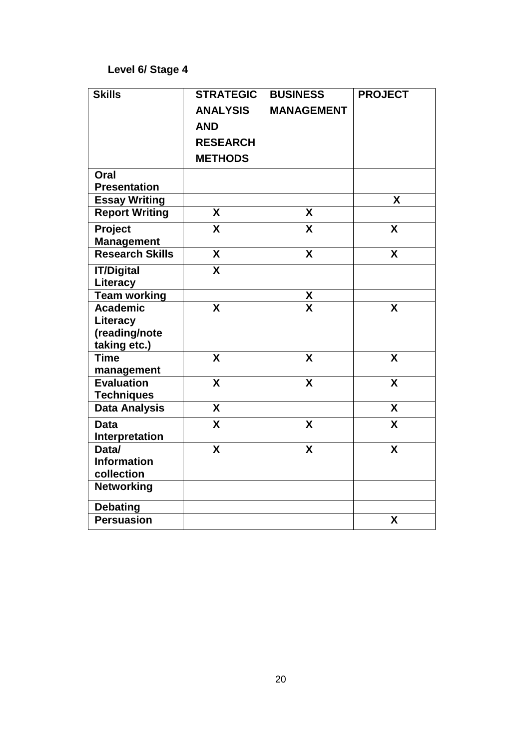**Level 6/ Stage 4**

| Skills | STRATEGIC ANALYSIS AND RESEARCH METHODS | BUSINESS MANAGEMENT | PROJECT |
|---|---|---|---|
| Oral Presentation | | | |
| Essay Writing | | | X |
| Report Writing | X | X | |
| Project Management | X | X | X |
| Research Skills | X | X | X |
| IT/Digital Literacy | X | | |
| Team working | | X | |
| Academic Literacy (reading/note taking etc.) | X | X | X |
| Time management | X | X | X |
| Evaluation Techniques | X | X | X |
| Data Analysis | X | | X |
| Data Interpretation | X | X | X |
| Data/ Information collection | X | X | X |
| Networking | | | |
| Debating | | | |
| Persuasion | | | X |